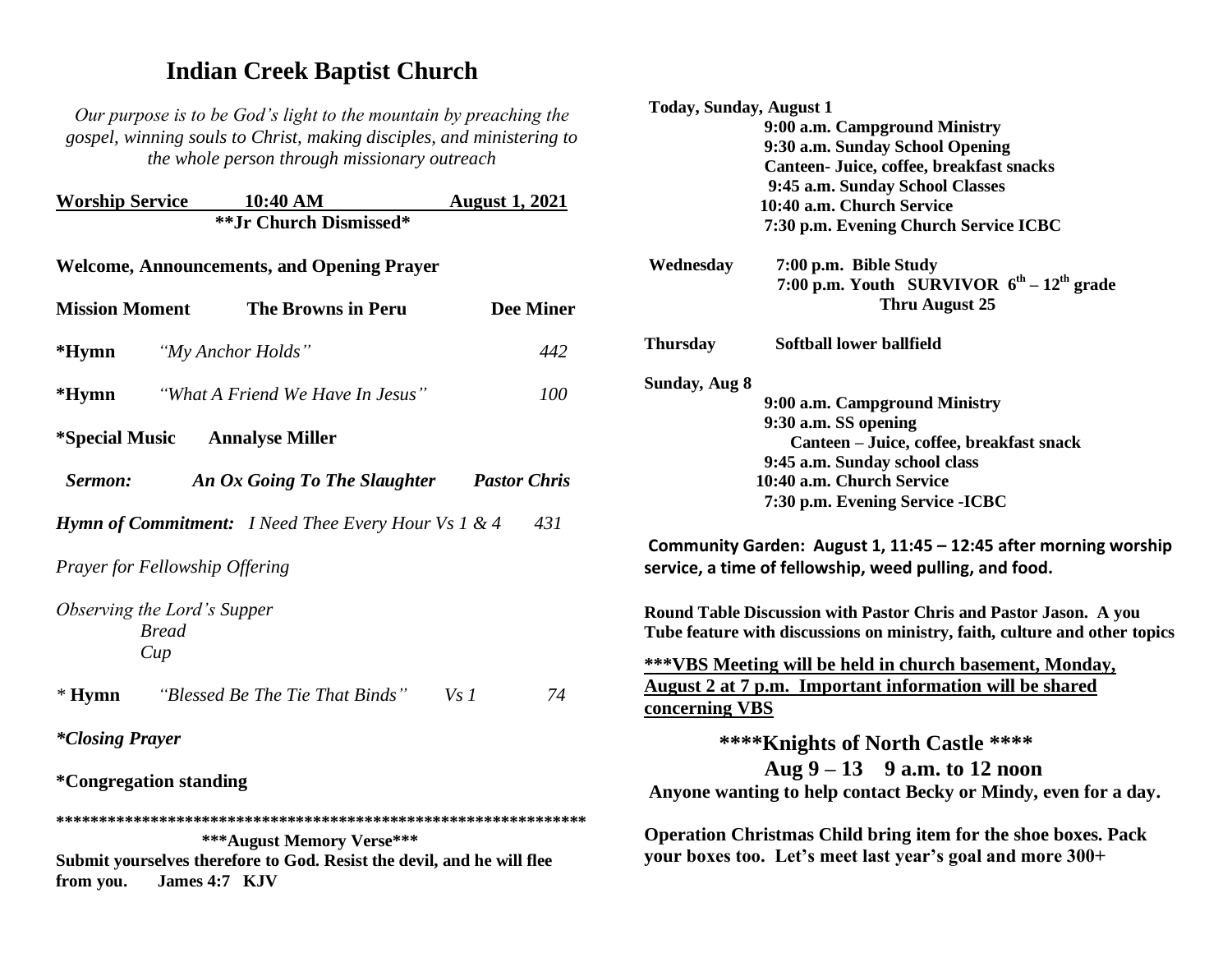# Indian Creek Baptist Church

*Our purpose is to be God's light to the mountain by preaching the gospel, winning souls to Christ, making disciples, and ministering to the whole person through missionary outreach*

**Worship Service 10:40 AM August 1, 2021**

**\*\*Jr Church Dismissed\***

**Welcome, Announcements, and Opening Prayer**

**Mission Moment** **The Browns in Peru** **Dee Miner**

**\*Hymn** *"My Anchor Holds"* 442

**\*Hymn** *"What A Friend We Have In Jesus"* 100

**\*Special Music** **Annalyse Miller**

***Sermon:*** ***An Ox Going To The Slaughter*** ***Pastor Chris***

***Hymn of Commitment:*** *I Need Thee Every Hour Vs 1 & 4* 431

*Prayer for Fellowship Offering*

*Observing the Lord's Supper*
*Bread*
*Cup*

\* **Hymn** *"Blessed Be The Tie That Binds"* *Vs 1* 74

***\*Closing Prayer***

**\*Congregation standing**

**\*\*\*\*\*\*\*\*\*\*\*\*\*\*\*\*\*\*\*\*\*\*\*\*\*\*\*\*\*\*\*\*\*\*\*\*\*\*\*\*\*\*\*\*\*\*\*\*\*\*\*\*\*\*\*\*\*\*\*\*\*\***

**\*\*\*August Memory Verse\*\*\***

**Submit yourselves therefore to God. Resist the devil, and he will flee from you. James 4:7 KJV**

**Today, Sunday, August 1**
- **9:00 a.m. Campground Ministry**
- **9:30 a.m. Sunday School Opening**
- **Canteen- Juice, coffee, breakfast snacks**
- **9:45 a.m. Sunday School Classes**
- **10:40 a.m. Church Service**
- **7:30 p.m. Evening Church Service ICBC**

**Wednesday**
- **7:00 p.m. Bible Study**
- **7:00 p.m. Youth SURVIVOR 6th – 12th grade Thru August 25**

**Thursday** **Softball lower ballfield**

**Sunday, Aug 8**
- **9:00 a.m. Campground Ministry**
- **9:30 a.m. SS opening**
- **Canteen – Juice, coffee, breakfast snack**
- **9:45 a.m. Sunday school class**
- **10:40 a.m. Church Service**
- **7:30 p.m. Evening Service -ICBC**

**Community Garden: August 1, 11:45 – 12:45 after morning worship service, a time of fellowship, weed pulling, and food.**

**Round Table Discussion with Pastor Chris and Pastor Jason. A you Tube feature with discussions on ministry, faith, culture and other topics**

**\*\*\*VBS Meeting will be held in church basement, Monday, August 2 at 7 p.m. Important information will be shared concerning VBS**

**\*\*\*\*Knights of North Castle \*\*\*\***

**Aug 9 – 13 9 a.m. to 12 noon**

**Anyone wanting to help contact Becky or Mindy, even for a day.**

**Operation Christmas Child bring item for the shoe boxes. Pack your boxes too. Let's meet last year's goal and more 300+**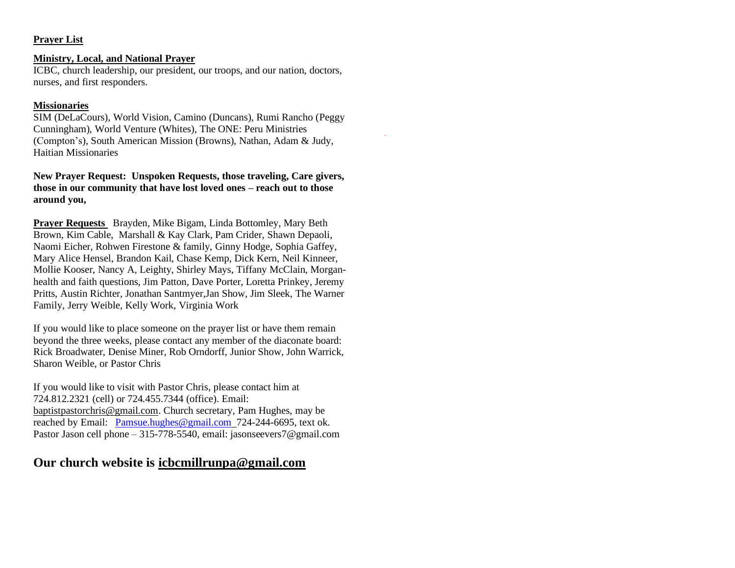**Prayer List**

**Ministry, Local, and National Prayer**

ICBC, church leadership, our president, our troops, and our nation, doctors, nurses, and first responders.

**Missionaries**

SIM (DeLaCours), World Vision, Camino (Duncans), Rumi Rancho (Peggy Cunningham), World Venture (Whites), The ONE: Peru Ministries (Compton's), South American Mission (Browns), Nathan, Adam & Judy, Haitian Missionaries

**New Prayer Request: Unspoken Requests, those traveling, Care givers, those in our community that have lost loved ones – reach out to those around you,**

**Prayer Requests** Brayden, Mike Bigam, Linda Bottomley, Mary Beth Brown, Kim Cable, Marshall & Kay Clark, Pam Crider, Shawn Depaoli, Naomi Eicher, Rohwen Firestone & family, Ginny Hodge, Sophia Gaffey, Mary Alice Hensel, Brandon Kail, Chase Kemp, Dick Kern, Neil Kinneer, Mollie Kooser, Nancy A, Leighty, Shirley Mays, Tiffany McClain, Morgan-health and faith questions, Jim Patton, Dave Porter, Loretta Prinkey, Jeremy Pritts, Austin Richter, Jonathan Santmyer,Jan Show, Jim Sleek, The Warner Family, Jerry Weible, Kelly Work, Virginia Work

If you would like to place someone on the prayer list or have them remain beyond the three weeks, please contact any member of the diaconate board: Rick Broadwater, Denise Miner, Rob Orndorff, Junior Show, John Warrick, Sharon Weible, or Pastor Chris

If you would like to visit with Pastor Chris, please contact him at 724.812.2321 (cell) or 724.455.7344 (office). Email: baptistpastorchris@gmail.com. Church secretary, Pam Hughes, may be reached by Email: Pamsue.hughes@gmail.com 724-244-6695, text ok. Pastor Jason cell phone – 315-778-5540, email: jasonseevers7@gmail.com

## Our church website is icbcmillrunpa@gmail.com